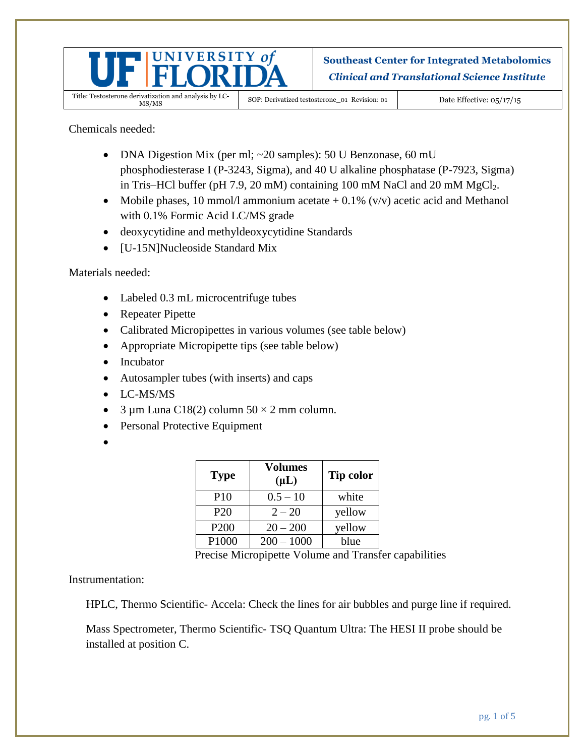Chemicals needed:

- DNA Digestion Mix (per ml; ~20 samples): 50 U Benzonase, 60 mU phosphodiesterase I (P-3243, Sigma), and 40 U alkaline phosphatase (P-7923, Sigma) in Tris–HCl buffer (pH 7.9, 20 mM) containing 100 mM NaCl and 20 mM $MgCl_2$.
- Mobile phases, 10 mmol/l ammonium acetate + 0.1% (v/v) acetic acid and Methanol with 0.1% Formic Acid LC/MS grade
- deoxycytidine and methyldeoxycytidine Standards
- [U-15N]Nucleoside Standard Mix

Materials needed:

- Labeled 0.3 mL microcentrifuge tubes
- Repeater Pipette
- Calibrated Micropipettes in various volumes (see table below)
- Appropriate Micropipette tips (see table below)
- Incubator
- Autosampler tubes (with inserts) and caps
- LC-MS/MS
- 3 µm Luna C18(2) column 50 × 2 mm column.
- Personal Protective Equipment
-

| Type | Volumes (µL) | Tip color |
|---|---|---|
| P10 | 0.5 – 10 | white |
| P20 | 2 – 20 | yellow |
| P200 | 20 – 200 | yellow |
| P1000 | 200 – 1000 | blue |

Precise Micropipette Volume and Transfer capabilities

Instrumentation:

HPLC, Thermo Scientific- Accela: Check the lines for air bubbles and purge line if required.

Mass Spectrometer, Thermo Scientific- TSQ Quantum Ultra: The HESI II probe should be installed at position C.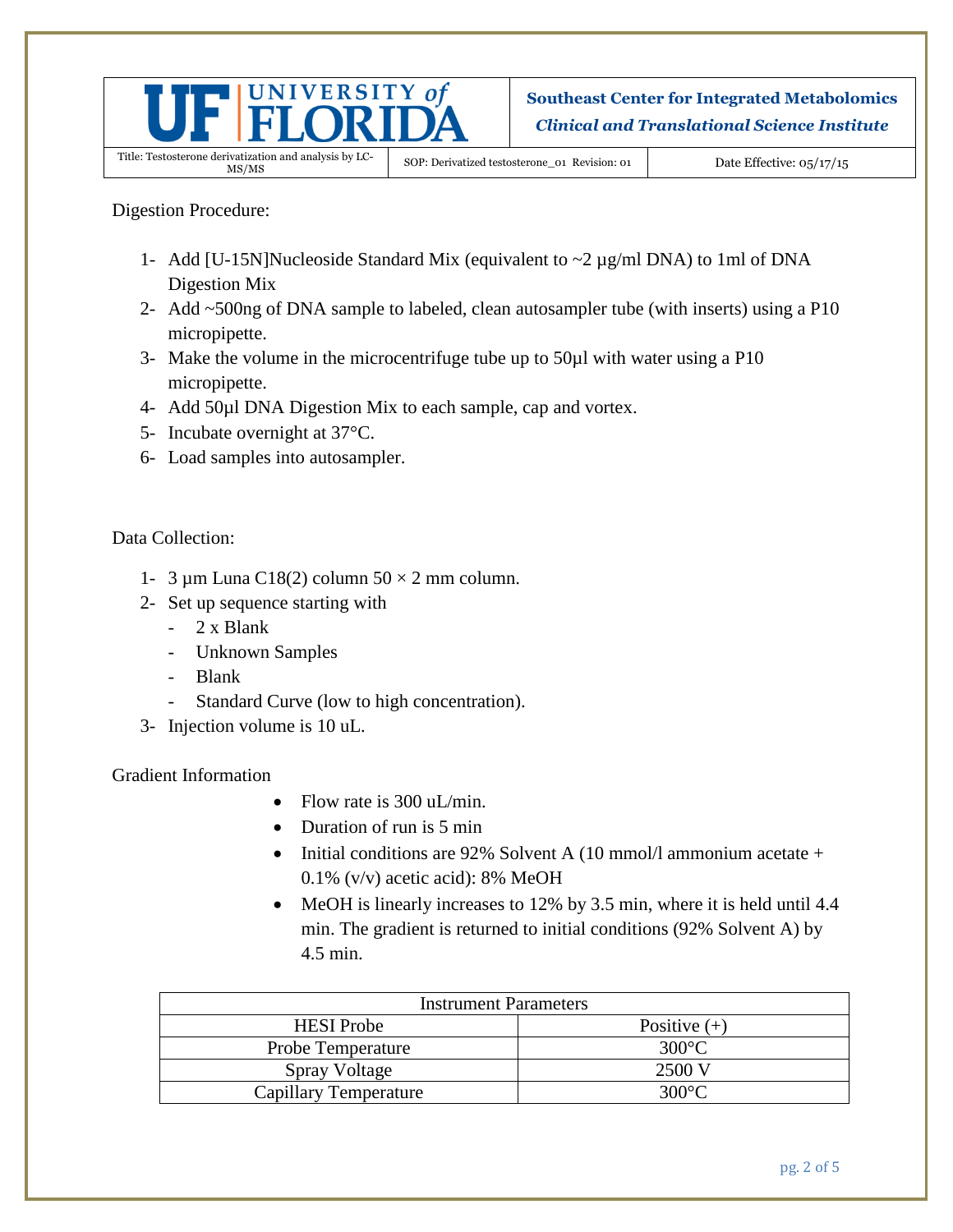Digestion Procedure:

1- Add [U-15N]Nucleoside Standard Mix (equivalent to ~2 µg/ml DNA) to 1ml of DNA Digestion Mix
2- Add ~500ng of DNA sample to labeled, clean autosampler tube (with inserts) using a P10 micropipette.
3- Make the volume in the microcentrifuge tube up to 50µl with water using a P10 micropipette.
4- Add 50µl DNA Digestion Mix to each sample, cap and vortex.
5- Incubate overnight at 37°C.
6- Load samples into autosampler.

Data Collection:

1- 3 µm Luna C18(2) column 50 × 2 mm column.
2- Set up sequence starting with
   - 2 x Blank
   - Unknown Samples
   - Blank
   - Standard Curve (low to high concentration).
3- Injection volume is 10 uL.

Gradient Information

- Flow rate is 300 uL/min.
- Duration of run is 5 min
- Initial conditions are 92% Solvent A (10 mmol/l ammonium acetate + 0.1% (v/v) acetic acid): 8% MeOH
- MeOH is linearly increases to 12% by 3.5 min, where it is held until 4.4 min. The gradient is returned to initial conditions (92% Solvent A) by 4.5 min.

| Instrument Parameters | |
|---|---|
| HESI Probe | Positive (+) |
| Probe Temperature | 300°C |
| Spray Voltage | 2500 V |
| Capillary Temperature | 300°C |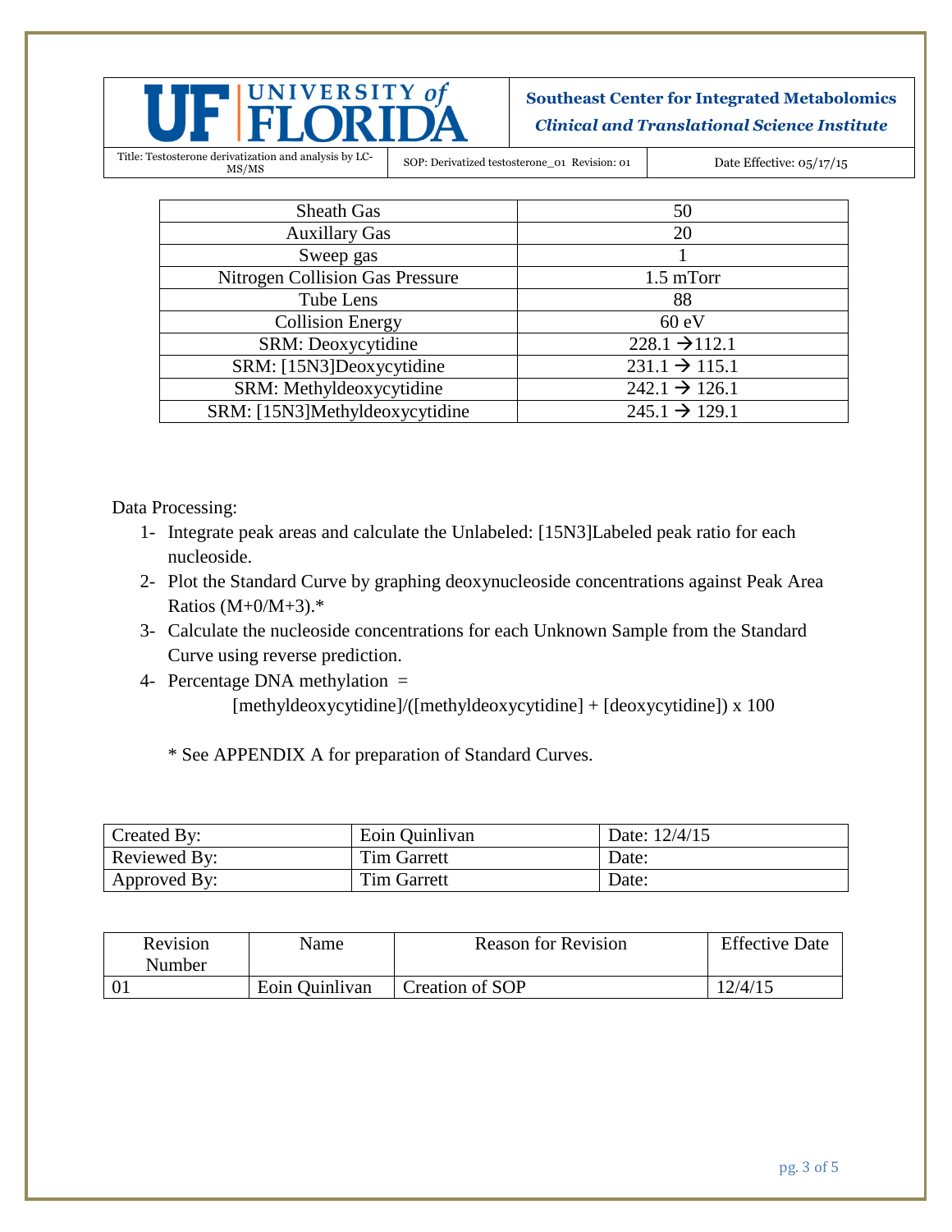| Sheath Gas | 50 |
|---|---|
| Auxillary Gas | 20 |
| Sweep gas | 1 |
| Nitrogen Collision Gas Pressure | 1.5 mTorr |
| Tube Lens | 88 |
| Collision Energy | 60 eV |
| SRM: Deoxycytidine | 228.1 → 112.1 |
| SRM: [15N3]Deoxycytidine | 231.1 → 115.1 |
| SRM: Methyldeoxycytidine | 242.1 → 126.1 |
| SRM: [15N3]Methyldeoxycytidine | 245.1 → 129.1 |

Data Processing:

1- Integrate peak areas and calculate the Unlabeled: [15N3]Labeled peak ratio for each nucleoside.

2- Plot the Standard Curve by graphing deoxynucleoside concentrations against Peak Area Ratios (M+0/M+3).*

3- Calculate the nucleoside concentrations for each Unknown Sample from the Standard Curve using reverse prediction.

4- Percentage DNA methylation =

   [methyldeoxycytidine]/([methyldeoxycytidine] + [deoxycytidine]) x 100

* See APPENDIX A for preparation of Standard Curves.

| Created By: | Eoin Quinlivan | Date: 12/4/15 |
|---|---|---|
| Reviewed By: | Tim Garrett | Date: |
| Approved By: | Tim Garrett | Date: |

| Revision Number | Name | Reason for Revision | Effective Date |
|---|---|---|---|
| 01 | Eoin Quinlivan | Creation of SOP | 12/4/15 |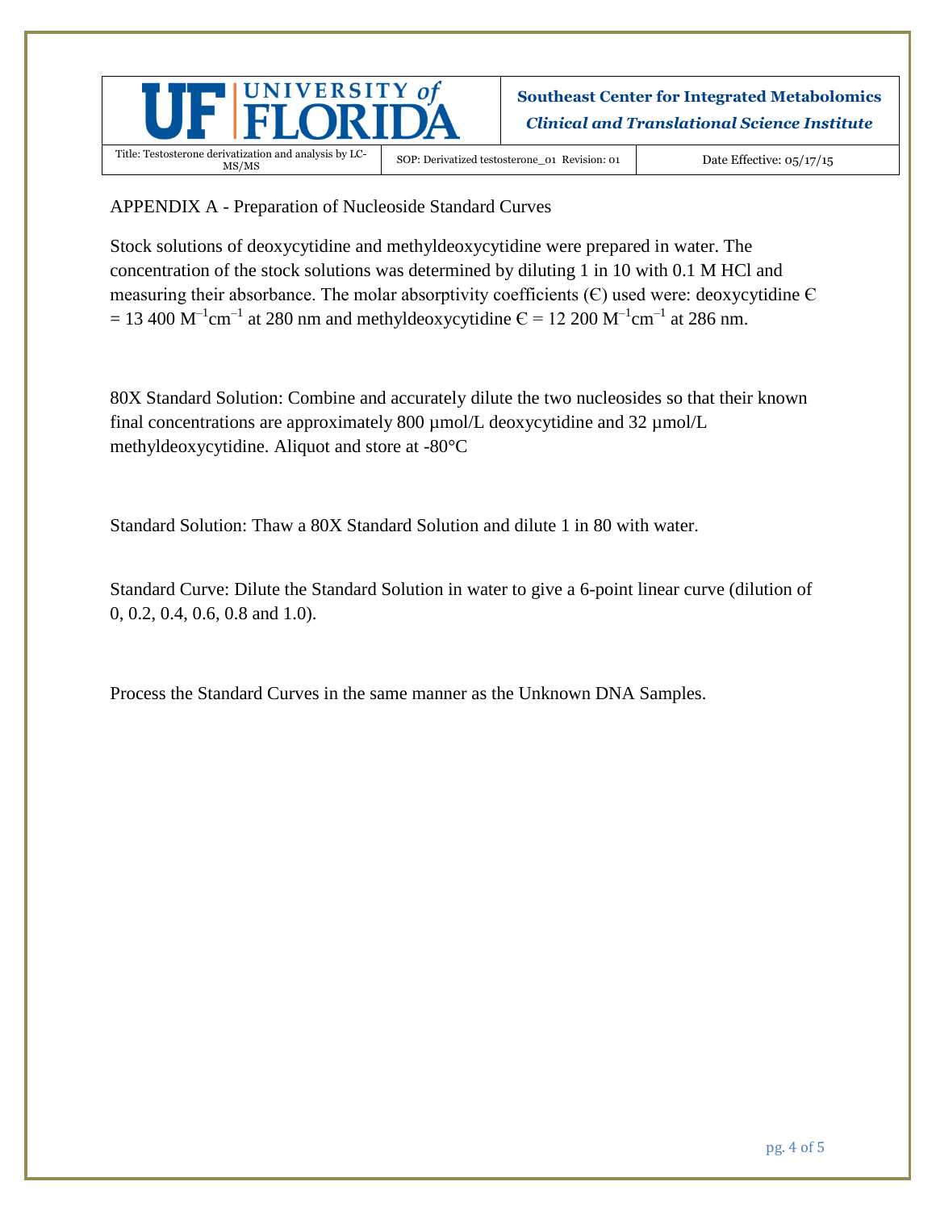APPENDIX A - Preparation of Nucleoside Standard Curves

Stock solutions of deoxycytidine and methyldeoxycytidine were prepared in water. The concentration of the stock solutions was determined by diluting 1 in 10 with 0.1 M HCl and measuring their absorbance. The molar absorptivity coefficients (Є) used were: deoxycytidine Є = 13 400 $M^{-1}cm^{-1}$ at 280 nm and methyldeoxycytidine Є = 12 200 $M^{-1}cm^{-1}$ at 286 nm.

80X Standard Solution: Combine and accurately dilute the two nucleosides so that their known final concentrations are approximately 800 µmol/L deoxycytidine and 32 µmol/L methyldeoxycytidine. Aliquot and store at -80°C

Standard Solution: Thaw a 80X Standard Solution and dilute 1 in 80 with water.

Standard Curve: Dilute the Standard Solution in water to give a 6-point linear curve (dilution of 0, 0.2, 0.4, 0.6, 0.8 and 1.0).

Process the Standard Curves in the same manner as the Unknown DNA Samples.